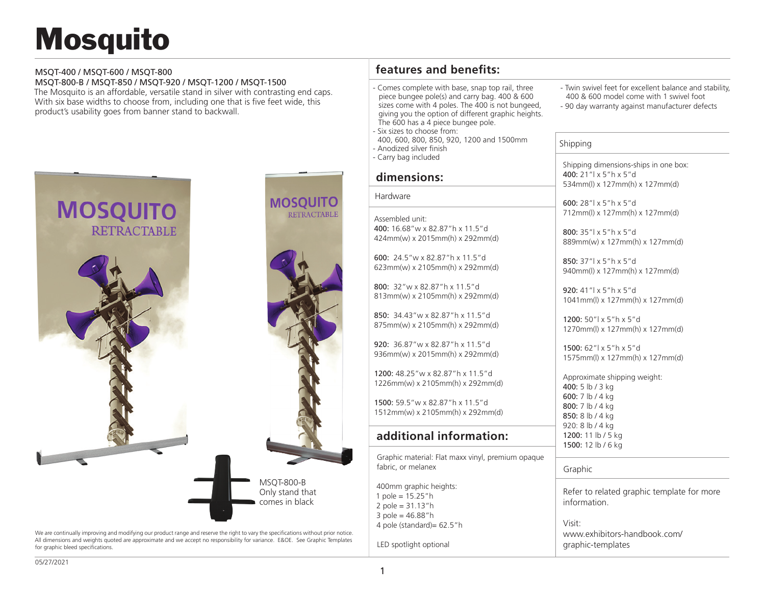# Mosquito

MSQT-400 / MSQT-600 / MSQT-800
MSQT-800-B / MSQT-850 / MSQT-920 / MSQT-1200 / MSQT-1500

The Mosquito is an affordable, versatile stand in silver with contrasting end caps. With six base widths to choose from, including one that is five feet wide, this product's usability goes from banner stand to backwall.

MSQT-800-B
Only stand that comes in black

We are continually improving and modifying our product range and reserve the right to vary the specifications without prior notice. All dimensions and weights quoted are approximate and we accept no responsibility for variance. E&OE. See Graphic Templates for graphic bleed specifications.

05/27/2021

## features and benefits:

- Comes complete with base, snap top rail, three piece bungee pole(s) and carry bag. 400 & 600 sizes come with 4 poles. The 400 is not bungeed, giving you the option of different graphic heights. The 600 has a 4 piece bungee pole.
- Six sizes to choose from: 400, 600, 800, 850, 920, 1200 and 1500mm
- Anodized silver finish
- Carry bag included
- Twin swivel feet for excellent balance and stability, 400 & 600 model come with 1 swivel foot
- 90 day warranty against manufacturer defects

## dimensions:

### Hardware

Assembled unit:

**400:** 16.68"w x 82.87"h x 11.5"d
424mm(w) x 2015mm(h) x 292mm(d)

**600:** 24.5"w x 82.87"h x 11.5"d
623mm(w) x 2105mm(h) x 292mm(d)

**800:** 32"w x 82.87"h x 11.5"d
813mm(w) x 2105mm(h) x 292mm(d)

**850:** 34.43"w x 82.87"h x 11.5"d
875mm(w) x 2105mm(h) x 292mm(d)

**920:** 36.87"w x 82.87"h x 11.5"d
936mm(w) x 2015mm(h) x 292mm(d)

**1200:** 48.25"w x 82.87"h x 11.5"d
1226mm(w) x 2105mm(h) x 292mm(d)

**1500:** 59.5"w x 82.87"h x 11.5"d
1512mm(w) x 2105mm(h) x 292mm(d)

### Shipping

Shipping dimensions-ships in one box:

**400:** 21"l x 5"h x 5"d
534mm(l) x 127mm(h) x 127mm(d)

**600:** 28"l x 5"h x 5"d
712mm(l) x 127mm(h) x 127mm(d)

**800:** 35"l x 5"h x 5"d
889mm(w) x 127mm(h) x 127mm(d)

**850:** 37"l x 5"h x 5"d
940mm(l) x 127mm(h) x 127mm(d)

**920:** 41"l x 5"h x 5"d
1041mm(l) x 127mm(h) x 127mm(d)

**1200:** 50"l x 5"h x 5"d
1270mm(l) x 127mm(h) x 127mm(d)

**1500:** 62"l x 5"h x 5"d
1575mm(l) x 127mm(h) x 127mm(d)

Approximate shipping weight:
**400:** 5 lb / 3 kg
**600:** 7 lb / 4 kg
**800:** 7 lb / 4 kg
**850:** 8 lb / 4 kg
920: 8 lb / 4 kg
**1200:** 11 lb / 5 kg
**1500:** 12 lb / 6 kg

## additional information:

Graphic material: Flat maxx vinyl, premium opaque fabric, or melanex

400mm graphic heights:
1 pole = 15.25"h
2 pole = 31.13"h
3 pole = 46.88"h
4 pole (standard)= 62.5"h

LED spotlight optional

### Graphic

Refer to related graphic template for more information.

Visit:
www.exhibitors-handbook.com/graphic-templates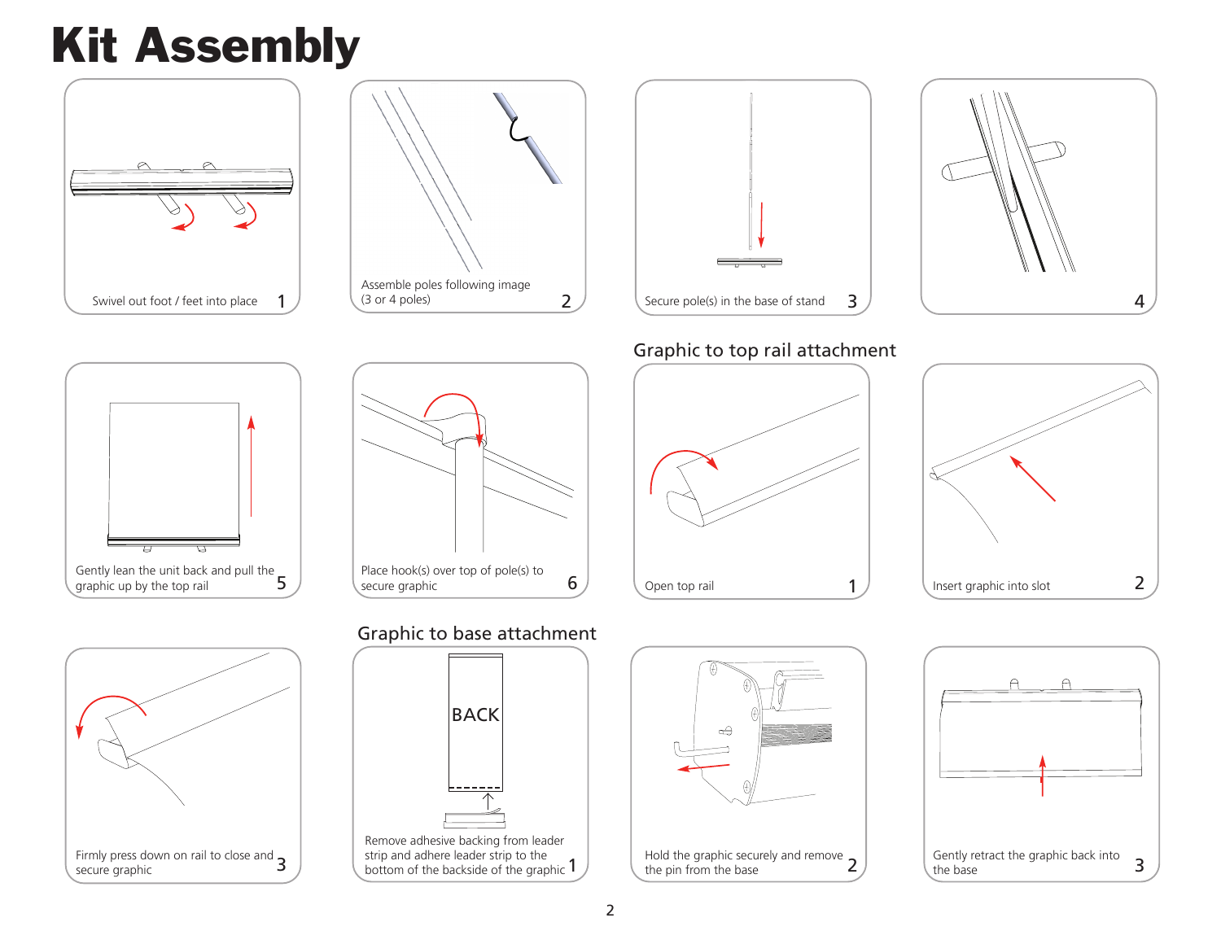# Kit Assembly

Swivel out foot / feet into place 1

Assemble poles following image (3 or 4 poles) 2

Secure pole(s) in the base of stand 3

4

Gently lean the unit back and pull the graphic up by the top rail 5

Place hook(s) over top of pole(s) to secure graphic 6

## Graphic to top rail attachment

Open top rail 1

Insert graphic into slot 2

Firmly press down on rail to close and secure graphic 3

## Graphic to base attachment

BACK

Remove adhesive backing from leader strip and adhere leader strip to the bottom of the backside of the graphic 1

Hold the graphic securely and remove the pin from the base 2

Gently retract the graphic back into the base 3